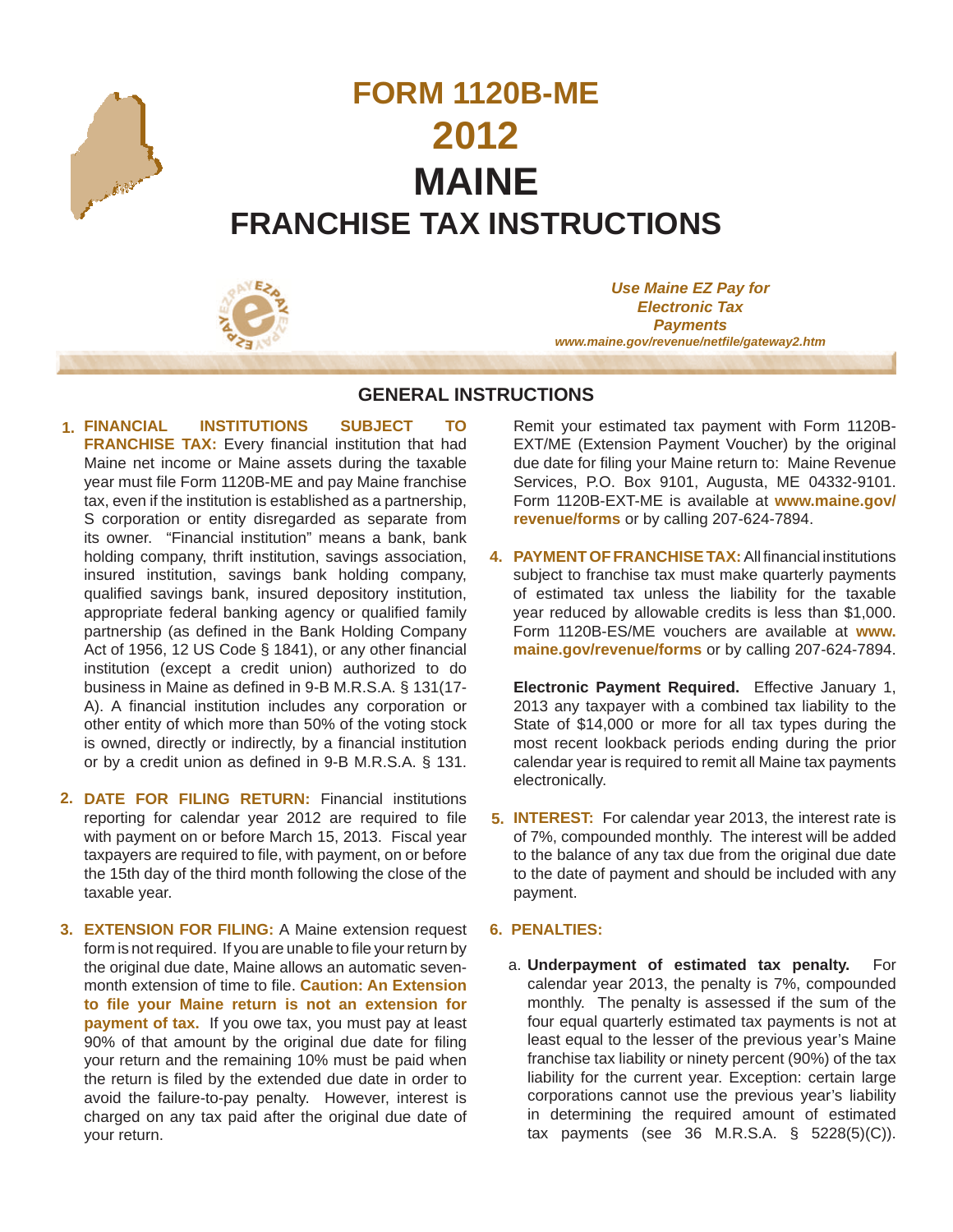# FORM 1120B-ME
# 2012
# MAINE
# FRANCHISE TAX INSTRUCTIONS

*Use Maine EZ Pay for Electronic Tax Payments*
*www.maine.gov/revenue/netfile/gateway2.htm*

## GENERAL INSTRUCTIONS

1. **FINANCIAL INSTITUTIONS SUBJECT TO FRANCHISE TAX:** Every financial institution that had Maine net income or Maine assets during the taxable year must file Form 1120B-ME and pay Maine franchise tax, even if the institution is established as a partnership, S corporation or entity disregarded as separate from its owner. "Financial institution" means a bank, bank holding company, thrift institution, savings association, insured institution, savings bank holding company, qualified savings bank, insured depository institution, appropriate federal banking agency or qualified family partnership (as defined in the Bank Holding Company Act of 1956, 12 US Code § 1841), or any other financial institution (except a credit union) authorized to do business in Maine as defined in 9-B M.R.S.A. § 131(17-A). A financial institution includes any corporation or other entity of which more than 50% of the voting stock is owned, directly or indirectly, by a financial institution or by a credit union as defined in 9-B M.R.S.A. § 131.

2. **DATE FOR FILING RETURN:** Financial institutions reporting for calendar year 2012 are required to file with payment on or before March 15, 2013. Fiscal year taxpayers are required to file, with payment, on or before the 15th day of the third month following the close of the taxable year.

3. **EXTENSION FOR FILING:** A Maine extension request form is not required. If you are unable to file your return by the original due date, Maine allows an automatic seven-month extension of time to file. **Caution: An Extension to file your Maine return is not an extension for payment of tax.** If you owe tax, you must pay at least 90% of that amount by the original due date for filing your return and the remaining 10% must be paid when the return is filed by the extended due date in order to avoid the failure-to-pay penalty. However, interest is charged on any tax paid after the original due date of your return.

   Remit your estimated tax payment with Form 1120B-EXT/ME (Extension Payment Voucher) by the original due date for filing your Maine return to: Maine Revenue Services, P.O. Box 9101, Augusta, ME 04332-9101. Form 1120B-EXT-ME is available at **www.maine.gov/revenue/forms** or by calling 207-624-7894.

4. **PAYMENT OF FRANCHISE TAX:** All financial institutions subject to franchise tax must make quarterly payments of estimated tax unless the liability for the taxable year reduced by allowable credits is less than $1,000. Form 1120B-ES/ME vouchers are available at **www.maine.gov/revenue/forms** or by calling 207-624-7894.

   **Electronic Payment Required.** Effective January 1, 2013 any taxpayer with a combined tax liability to the State of $14,000 or more for all tax types during the most recent lookback periods ending during the prior calendar year is required to remit all Maine tax payments electronically.

5. **INTEREST:** For calendar year 2013, the interest rate is of 7%, compounded monthly. The interest will be added to the balance of any tax due from the original due date to the date of payment and should be included with any payment.

6. **PENALTIES:**

   a. **Underpayment of estimated tax penalty.** For calendar year 2013, the penalty is 7%, compounded monthly. The penalty is assessed if the sum of the four equal quarterly estimated tax payments is not at least equal to the lesser of the previous year's Maine franchise tax liability or ninety percent (90%) of the tax liability for the current year. Exception: certain large corporations cannot use the previous year's liability in determining the required amount of estimated tax payments (see 36 M.R.S.A. § 5228(5)(C)).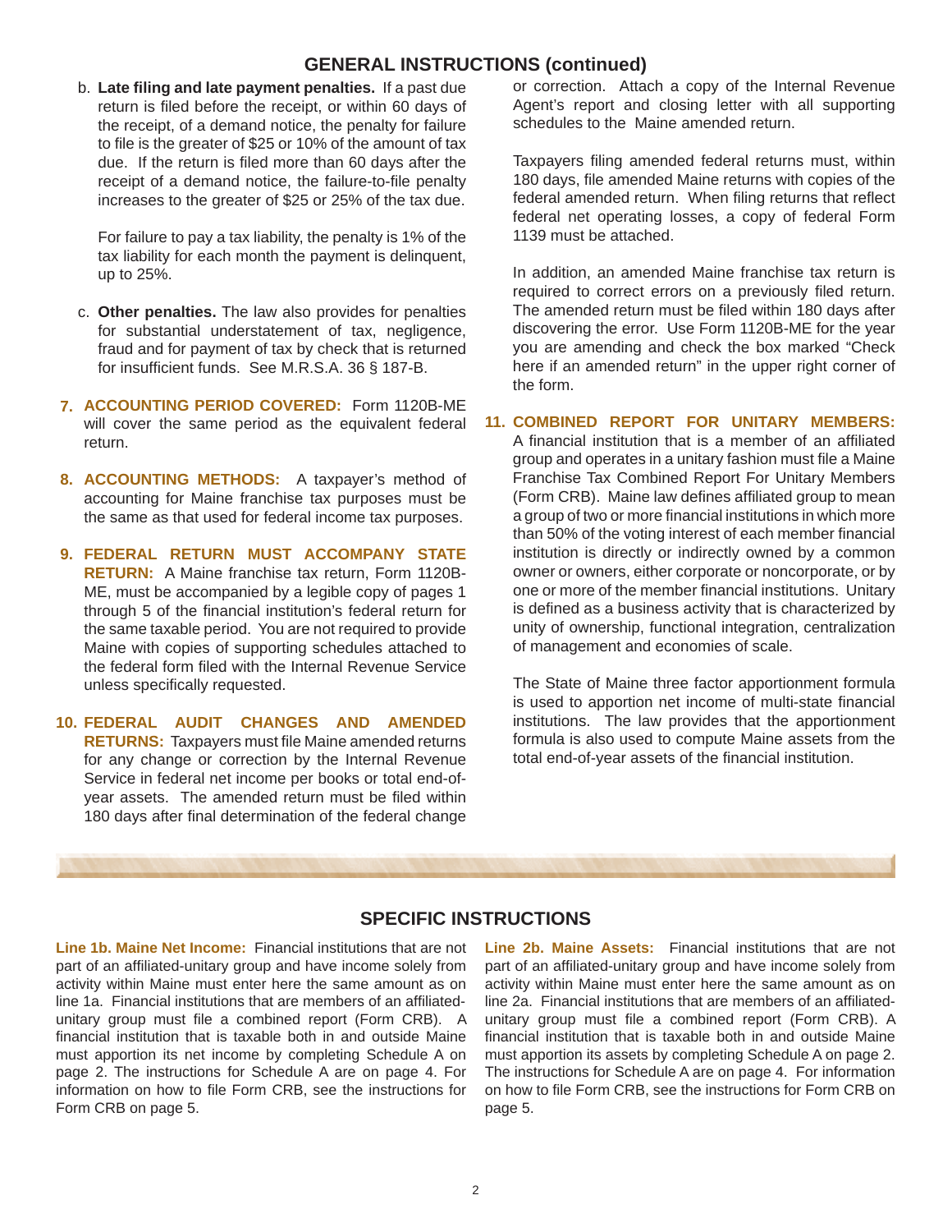## GENERAL INSTRUCTIONS (continued)

b. **Late filing and late payment penalties.** If a past due return is filed before the receipt, or within 60 days of the receipt, of a demand notice, the penalty for failure to file is the greater of $25 or 10% of the amount of tax due. If the return is filed more than 60 days after the receipt of a demand notice, the failure-to-file penalty increases to the greater of $25 or 25% of the tax due.

For failure to pay a tax liability, the penalty is 1% of the tax liability for each month the payment is delinquent, up to 25%.

c. **Other penalties.** The law also provides for penalties for substantial understatement of tax, negligence, fraud and for payment of tax by check that is returned for insufficient funds. See M.R.S.A. 36 § 187-B.

**7. ACCOUNTING PERIOD COVERED:** Form 1120B-ME will cover the same period as the equivalent federal return.

**8. ACCOUNTING METHODS:** A taxpayer's method of accounting for Maine franchise tax purposes must be the same as that used for federal income tax purposes.

**9. FEDERAL RETURN MUST ACCOMPANY STATE RETURN:** A Maine franchise tax return, Form 1120B-ME, must be accompanied by a legible copy of pages 1 through 5 of the financial institution's federal return for the same taxable period. You are not required to provide Maine with copies of supporting schedules attached to the federal form filed with the Internal Revenue Service unless specifically requested.

**10. FEDERAL AUDIT CHANGES AND AMENDED RETURNS:** Taxpayers must file Maine amended returns for any change or correction by the Internal Revenue Service in federal net income per books or total end-of-year assets. The amended return must be filed within 180 days after final determination of the federal change or correction. Attach a copy of the Internal Revenue Agent's report and closing letter with all supporting schedules to the Maine amended return.

Taxpayers filing amended federal returns must, within 180 days, file amended Maine returns with copies of the federal amended return. When filing returns that reflect federal net operating losses, a copy of federal Form 1139 must be attached.

In addition, an amended Maine franchise tax return is required to correct errors on a previously filed return. The amended return must be filed within 180 days after discovering the error. Use Form 1120B-ME for the year you are amending and check the box marked "Check here if an amended return" in the upper right corner of the form.

**11. COMBINED REPORT FOR UNITARY MEMBERS:** A financial institution that is a member of an affiliated group and operates in a unitary fashion must file a Maine Franchise Tax Combined Report For Unitary Members (Form CRB). Maine law defines affiliated group to mean a group of two or more financial institutions in which more than 50% of the voting interest of each member financial institution is directly or indirectly owned by a common owner or owners, either corporate or noncorporate, or by one or more of the member financial institutions. Unitary is defined as a business activity that is characterized by unity of ownership, functional integration, centralization of management and economies of scale.

The State of Maine three factor apportionment formula is used to apportion net income of multi-state financial institutions. The law provides that the apportionment formula is also used to compute Maine assets from the total end-of-year assets of the financial institution.

## SPECIFIC INSTRUCTIONS

**Line 1b. Maine Net Income:** Financial institutions that are not part of an affiliated-unitary group and have income solely from activity within Maine must enter here the same amount as on line 1a. Financial institutions that are members of an affiliated-unitary group must file a combined report (Form CRB). A financial institution that is taxable both in and outside Maine must apportion its net income by completing Schedule A on page 2. The instructions for Schedule A are on page 4. For information on how to file Form CRB, see the instructions for Form CRB on page 5.

**Line 2b. Maine Assets:** Financial institutions that are not part of an affiliated-unitary group and have income solely from activity within Maine must enter here the same amount as on line 2a. Financial institutions that are members of an affiliated-unitary group must file a combined report (Form CRB). A financial institution that is taxable both in and outside Maine must apportion its assets by completing Schedule A on page 2. The instructions for Schedule A are on page 4. For information on how to file Form CRB, see the instructions for Form CRB on page 5.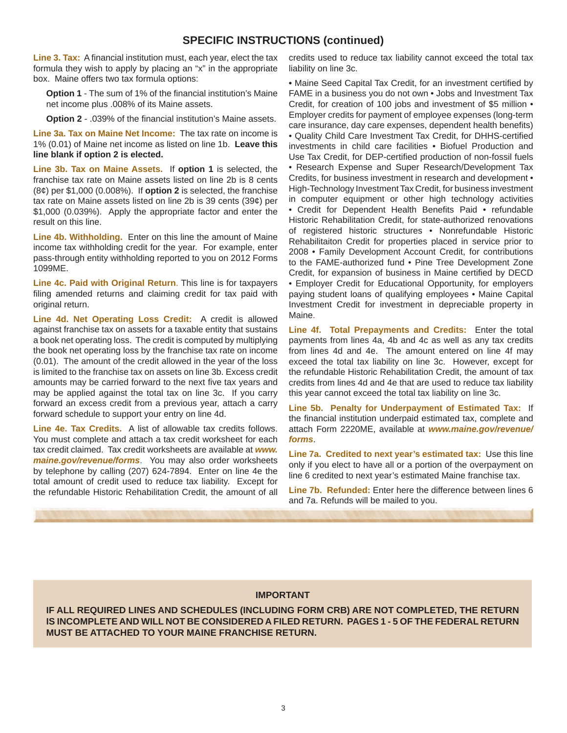## SPECIFIC INSTRUCTIONS (continued)

**Line 3. Tax:** A financial institution must, each year, elect the tax formula they wish to apply by placing an "x" in the appropriate box. Maine offers two tax formula options:

**Option 1** - The sum of 1% of the financial institution's Maine net income plus .008% of its Maine assets.

**Option 2** - .039% of the financial institution's Maine assets.

**Line 3a. Tax on Maine Net Income:** The tax rate on income is 1% (0.01) of Maine net income as listed on line 1b. **Leave this line blank if option 2 is elected.**

**Line 3b. Tax on Maine Assets.** If **option 1** is selected, the franchise tax rate on Maine assets listed on line 2b is 8 cents (8¢) per $1,000 (0.008%). If **option 2** is selected, the franchise tax rate on Maine assets listed on line 2b is 39 cents (39¢) per $1,000 (0.039%). Apply the appropriate factor and enter the result on this line.

**Line 4b. Withholding.** Enter on this line the amount of Maine income tax withholding credit for the year. For example, enter pass-through entity withholding reported to you on 2012 Forms 1099ME.

**Line 4c. Paid with Original Return**. This line is for taxpayers filing amended returns and claiming credit for tax paid with original return.

**Line 4d. Net Operating Loss Credit:** A credit is allowed against franchise tax on assets for a taxable entity that sustains a book net operating loss. The credit is computed by multiplying the book net operating loss by the franchise tax rate on income (0.01). The amount of the credit allowed in the year of the loss is limited to the franchise tax on assets on line 3b. Excess credit amounts may be carried forward to the next five tax years and may be applied against the total tax on line 3c. If you carry forward an excess credit from a previous year, attach a carry forward schedule to support your entry on line 4d.

**Line 4e. Tax Credits.** A list of allowable tax credits follows. You must complete and attach a tax credit worksheet for each tax credit claimed. Tax credit worksheets are available at ***www.maine.gov/revenue/forms***. You may also order worksheets by telephone by calling (207) 624-7894. Enter on line 4e the total amount of credit used to reduce tax liability. Except for the refundable Historic Rehabilitation Credit, the amount of all credits used to reduce tax liability cannot exceed the total tax liability on line 3c.

• Maine Seed Capital Tax Credit, for an investment certified by FAME in a business you do not own • Jobs and Investment Tax Credit, for creation of 100 jobs and investment of $5 million • Employer credits for payment of employee expenses (long-term care insurance, day care expenses, dependent health benefits) • Quality Child Care Investment Tax Credit, for DHHS-certified investments in child care facilities • Biofuel Production and Use Tax Credit, for DEP-certified production of non-fossil fuels • Research Expense and Super Research/Development Tax Credits, for business investment in research and development • High-Technology Investment Tax Credit, for business investment in computer equipment or other high technology activities • Credit for Dependent Health Benefits Paid • refundable Historic Rehabilitation Credit, for state-authorized renovations of registered historic structures • Nonrefundable Historic Rehabilitaiton Credit for properties placed in service prior to 2008 • Family Development Account Credit, for contributions to the FAME-authorized fund • Pine Tree Development Zone Credit, for expansion of business in Maine certified by DECD • Employer Credit for Educational Opportunity, for employers paying student loans of qualifying employees • Maine Capital Investment Credit for investment in depreciable property in Maine.

**Line 4f. Total Prepayments and Credits:** Enter the total payments from lines 4a, 4b and 4c as well as any tax credits from lines 4d and 4e. The amount entered on line 4f may exceed the total tax liability on line 3c. However, except for the refundable Historic Rehabilitation Credit, the amount of tax credits from lines 4d and 4e that are used to reduce tax liability this year cannot exceed the total tax liability on line 3c.

**Line 5b. Penalty for Underpayment of Estimated Tax:** If the financial institution underpaid estimated tax, complete and attach Form 2220ME, available at ***www.maine.gov/revenue/forms***.

**Line 7a. Credited to next year's estimated tax:** Use this line only if you elect to have all or a portion of the overpayment on line 6 credited to next year's estimated Maine franchise tax.

**Line 7b. Refunded:** Enter here the difference between lines 6 and 7a. Refunds will be mailed to you.

**IMPORTANT**

**IF ALL REQUIRED LINES AND SCHEDULES (INCLUDING FORM CRB) ARE NOT COMPLETED, THE RETURN IS INCOMPLETE AND WILL NOT BE CONSIDERED A FILED RETURN. PAGES 1 - 5 OF THE FEDERAL RETURN MUST BE ATTACHED TO YOUR MAINE FRANCHISE RETURN.**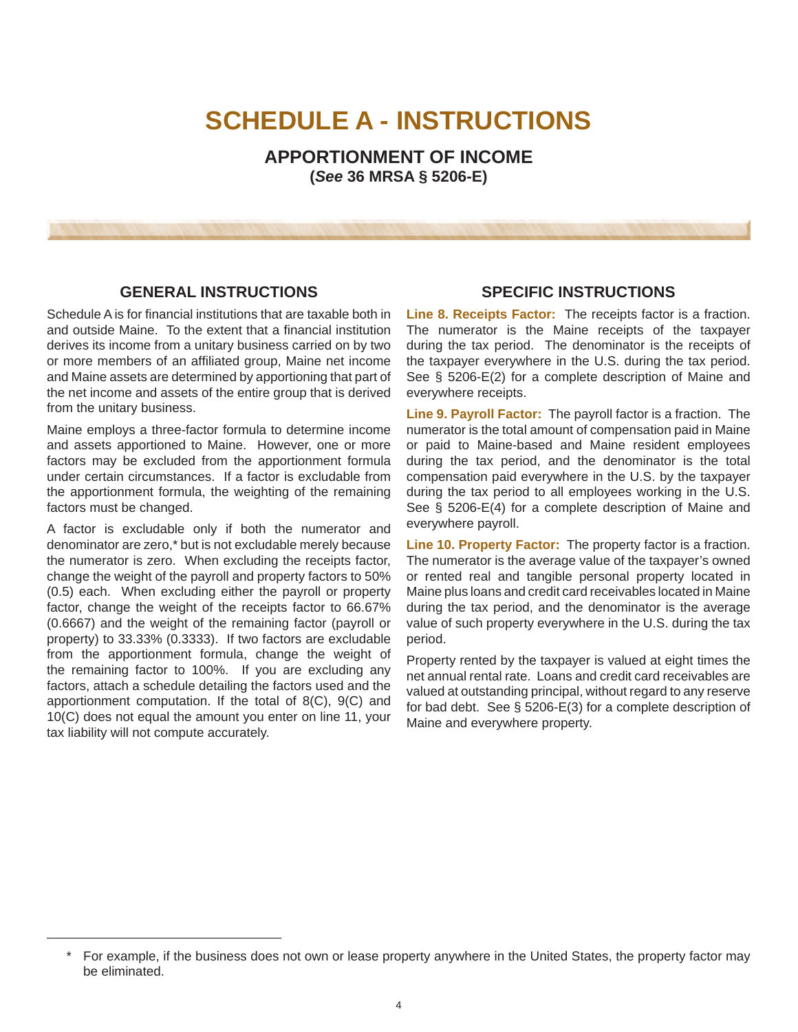# SCHEDULE A - INSTRUCTIONS

### APPORTIONMENT OF INCOME
### (*See* 36 MRSA § 5206-E)

## GENERAL INSTRUCTIONS

Schedule A is for financial institutions that are taxable both in and outside Maine. To the extent that a financial institution derives its income from a unitary business carried on by two or more members of an affiliated group, Maine net income and Maine assets are determined by apportioning that part of the net income and assets of the entire group that is derived from the unitary business.

Maine employs a three-factor formula to determine income and assets apportioned to Maine. However, one or more factors may be excluded from the apportionment formula under certain circumstances. If a factor is excludable from the apportionment formula, the weighting of the remaining factors must be changed.

A factor is excludable only if both the numerator and denominator are zero,* but is not excludable merely because the numerator is zero. When excluding the receipts factor, change the weight of the payroll and property factors to 50% (0.5) each. When excluding either the payroll or property factor, change the weight of the receipts factor to 66.67% (0.6667) and the weight of the remaining factor (payroll or property) to 33.33% (0.3333). If two factors are excludable from the apportionment formula, change the weight of the remaining factor to 100%. If you are excluding any factors, attach a schedule detailing the factors used and the apportionment computation. If the total of 8(C), 9(C) and 10(C) does not equal the amount you enter on line 11, your tax liability will not compute accurately.

## SPECIFIC INSTRUCTIONS

**Line 8. Receipts Factor:** The receipts factor is a fraction. The numerator is the Maine receipts of the taxpayer during the tax period. The denominator is the receipts of the taxpayer everywhere in the U.S. during the tax period. See § 5206-E(2) for a complete description of Maine and everywhere receipts.

**Line 9. Payroll Factor:** The payroll factor is a fraction. The numerator is the total amount of compensation paid in Maine or paid to Maine-based and Maine resident employees during the tax period, and the denominator is the total compensation paid everywhere in the U.S. by the taxpayer during the tax period to all employees working in the U.S. See § 5206-E(4) for a complete description of Maine and everywhere payroll.

**Line 10. Property Factor:** The property factor is a fraction. The numerator is the average value of the taxpayer's owned or rented real and tangible personal property located in Maine plus loans and credit card receivables located in Maine during the tax period, and the denominator is the average value of such property everywhere in the U.S. during the tax period.

Property rented by the taxpayer is valued at eight times the net annual rental rate. Loans and credit card receivables are valued at outstanding principal, without regard to any reserve for bad debt. See § 5206-E(3) for a complete description of Maine and everywhere property.

---

* For example, if the business does not own or lease property anywhere in the United States, the property factor may be eliminated.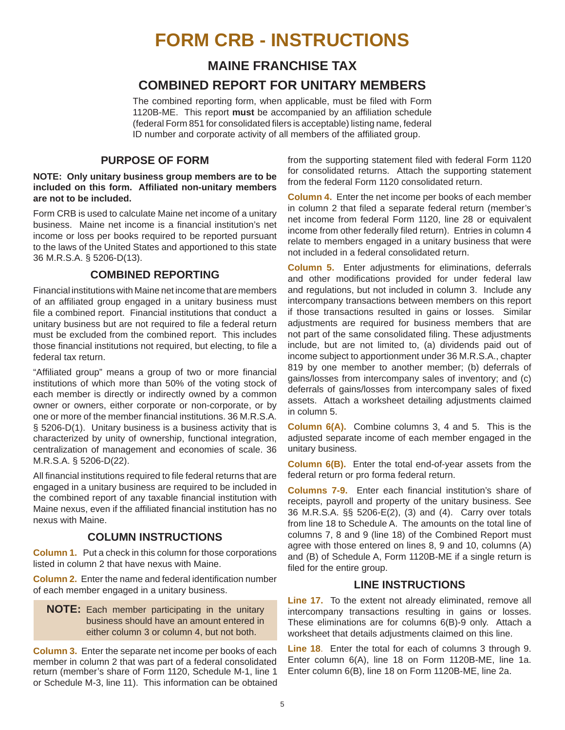# FORM CRB - INSTRUCTIONS

## MAINE FRANCHISE TAX

## COMBINED REPORT FOR UNITARY MEMBERS

The combined reporting form, when applicable, must be filed with Form 1120B-ME. This report **must** be accompanied by an affiliation schedule (federal Form 851 for consolidated filers is acceptable) listing name, federal ID number and corporate activity of all members of the affiliated group.

### PURPOSE OF FORM

**NOTE: Only unitary business group members are to be included on this form. Affiliated non-unitary members are not to be included.**

Form CRB is used to calculate Maine net income of a unitary business. Maine net income is a financial institution's net income or loss per books required to be reported pursuant to the laws of the United States and apportioned to this state 36 M.R.S.A. § 5206-D(13).

### COMBINED REPORTING

Financial institutions with Maine net income that are members of an affiliated group engaged in a unitary business must file a combined report. Financial institutions that conduct a unitary business but are not required to file a federal return must be excluded from the combined report. This includes those financial institutions not required, but electing, to file a federal tax return.

"Affiliated group" means a group of two or more financial institutions of which more than 50% of the voting stock of each member is directly or indirectly owned by a common owner or owners, either corporate or non-corporate, or by one or more of the member financial institutions. 36 M.R.S.A. § 5206-D(1). Unitary business is a business activity that is characterized by unity of ownership, functional integration, centralization of management and economies of scale. 36 M.R.S.A. § 5206-D(22).

All financial institutions required to file federal returns that are engaged in a unitary business are required to be included in the combined report of any taxable financial institution with Maine nexus, even if the affiliated financial institution has no nexus with Maine.

### COLUMN INSTRUCTIONS

**Column 1.** Put a check in this column for those corporations listed in column 2 that have nexus with Maine.

**Column 2.** Enter the name and federal identification number of each member engaged in a unitary business.

**NOTE:** Each member participating in the unitary business should have an amount entered in either column 3 or column 4, but not both.

**Column 3.** Enter the separate net income per books of each member in column 2 that was part of a federal consolidated return (member's share of Form 1120, Schedule M-1, line 1 or Schedule M-3, line 11). This information can be obtained from the supporting statement filed with federal Form 1120 for consolidated returns. Attach the supporting statement from the federal Form 1120 consolidated return.

**Column 4.** Enter the net income per books of each member in column 2 that filed a separate federal return (member's net income from federal Form 1120, line 28 or equivalent income from other federally filed return). Entries in column 4 relate to members engaged in a unitary business that were not included in a federal consolidated return.

**Column 5.** Enter adjustments for eliminations, deferrals and other modifications provided for under federal law and regulations, but not included in column 3. Include any intercompany transactions between members on this report if those transactions resulted in gains or losses. Similar adjustments are required for business members that are not part of the same consolidated filing. These adjustments include, but are not limited to, (a) dividends paid out of income subject to apportionment under 36 M.R.S.A., chapter 819 by one member to another member; (b) deferrals of gains/losses from intercompany sales of inventory; and (c) deferrals of gains/losses from intercompany sales of fixed assets. Attach a worksheet detailing adjustments claimed in column 5.

**Column 6(A).** Combine columns 3, 4 and 5. This is the adjusted separate income of each member engaged in the unitary business.

**Column 6(B).** Enter the total end-of-year assets from the federal return or pro forma federal return.

**Columns 7-9.** Enter each financial institution's share of receipts, payroll and property of the unitary business. See 36 M.R.S.A. §§ 5206-E(2), (3) and (4). Carry over totals from line 18 to Schedule A. The amounts on the total line of columns 7, 8 and 9 (line 18) of the Combined Report must agree with those entered on lines 8, 9 and 10, columns (A) and (B) of Schedule A, Form 1120B-ME if a single return is filed for the entire group.

### LINE INSTRUCTIONS

**Line 17.** To the extent not already eliminated, remove all intercompany transactions resulting in gains or losses. These eliminations are for columns 6(B)-9 only. Attach a worksheet that details adjustments claimed on this line.

**Line 18**. Enter the total for each of columns 3 through 9. Enter column 6(A), line 18 on Form 1120B-ME, line 1a. Enter column 6(B), line 18 on Form 1120B-ME, line 2a.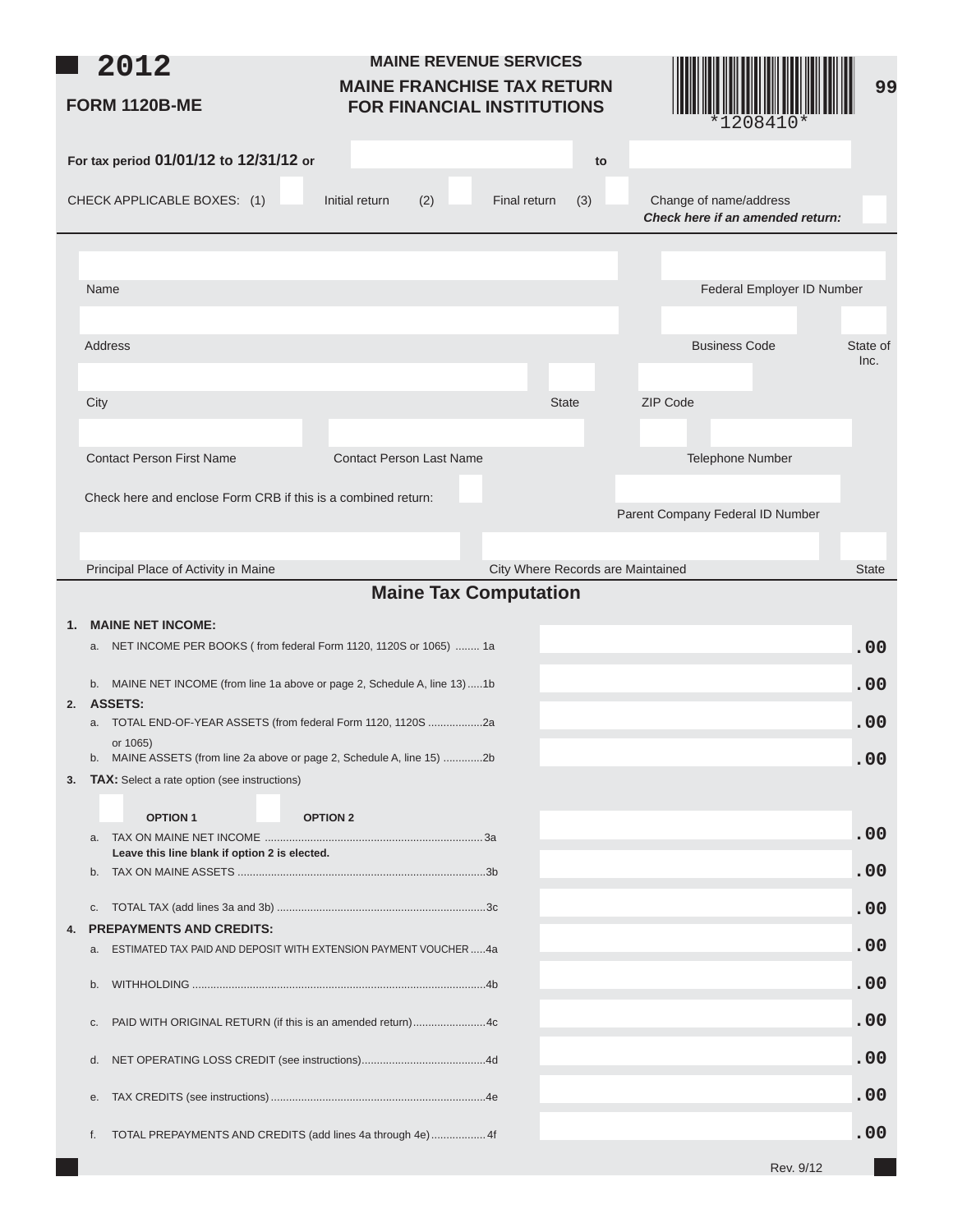# 2012

## FORM 1120B-ME

**MAINE REVENUE SERVICES**

**MAINE FRANCHISE TAX RETURN FOR FINANCIAL INSTITUTIONS**

*1208410*

99

**For tax period 01/01/12 to 12/31/12 or** ______________ **to** ______________

CHECK APPLICABLE BOXES: (1) ☐ Initial return (2) ☐ Final return (3) ☐ Change of name/address

***Check here if an amended return:*** ☐

Name ______________ Federal Employer ID Number ______________

Address ______________ Business Code ______________ State of Inc. ______________

City ______________ State ______________ ZIP Code ______________

Contact Person First Name ______________ Contact Person Last Name ______________ Telephone Number ______________

Check here and enclose Form CRB if this is a combined return: ☐ Parent Company Federal ID Number ______________

Principal Place of Activity in Maine ______________ City Where Records are Maintained ______________ State ______________

## Maine Tax Computation

**1. MAINE NET INCOME:**

a. NET INCOME PER BOOKS ( from federal Form 1120, 1120S or 1065) ........ 1a ______________ .00

b. MAINE NET INCOME (from line 1a above or page 2, Schedule A, line 13) .....1b ______________ .00

**2. ASSETS:**

a. TOTAL END-OF-YEAR ASSETS (from federal Form 1120, 1120S or 1065) .................2a ______________ .00

b. MAINE ASSETS (from line 2a above or page 2, Schedule A, line 15) ............2b ______________ .00

**3. TAX:** Select a rate option (see instructions)

☐ **OPTION 1** ☐ **OPTION 2**

a. TAX ON MAINE NET INCOME .......................................................................3a ______________ .00
**Leave this line blank if option 2 is elected.**

b. TAX ON MAINE ASSETS .................................................................................3b ______________ .00

c. TOTAL TAX (add lines 3a and 3b) ....................................................................3c ______________ .00

**4. PREPAYMENTS AND CREDITS:**

a. ESTIMATED TAX PAID AND DEPOSIT WITH EXTENSION PAYMENT VOUCHER .....4a ______________ .00

b. WITHHOLDING ................................................................................................4b ______________ .00

c. PAID WITH ORIGINAL RETURN (if this is an amended return).......................4c ______________ .00

d. NET OPERATING LOSS CREDIT (see instructions).........................................4d ______________ .00

e. TAX CREDITS (see instructions) .......................................................................4e ______________ .00

f. TOTAL PREPAYMENTS AND CREDITS (add lines 4a through 4e) .................. 4f ______________ .00

Rev. 9/12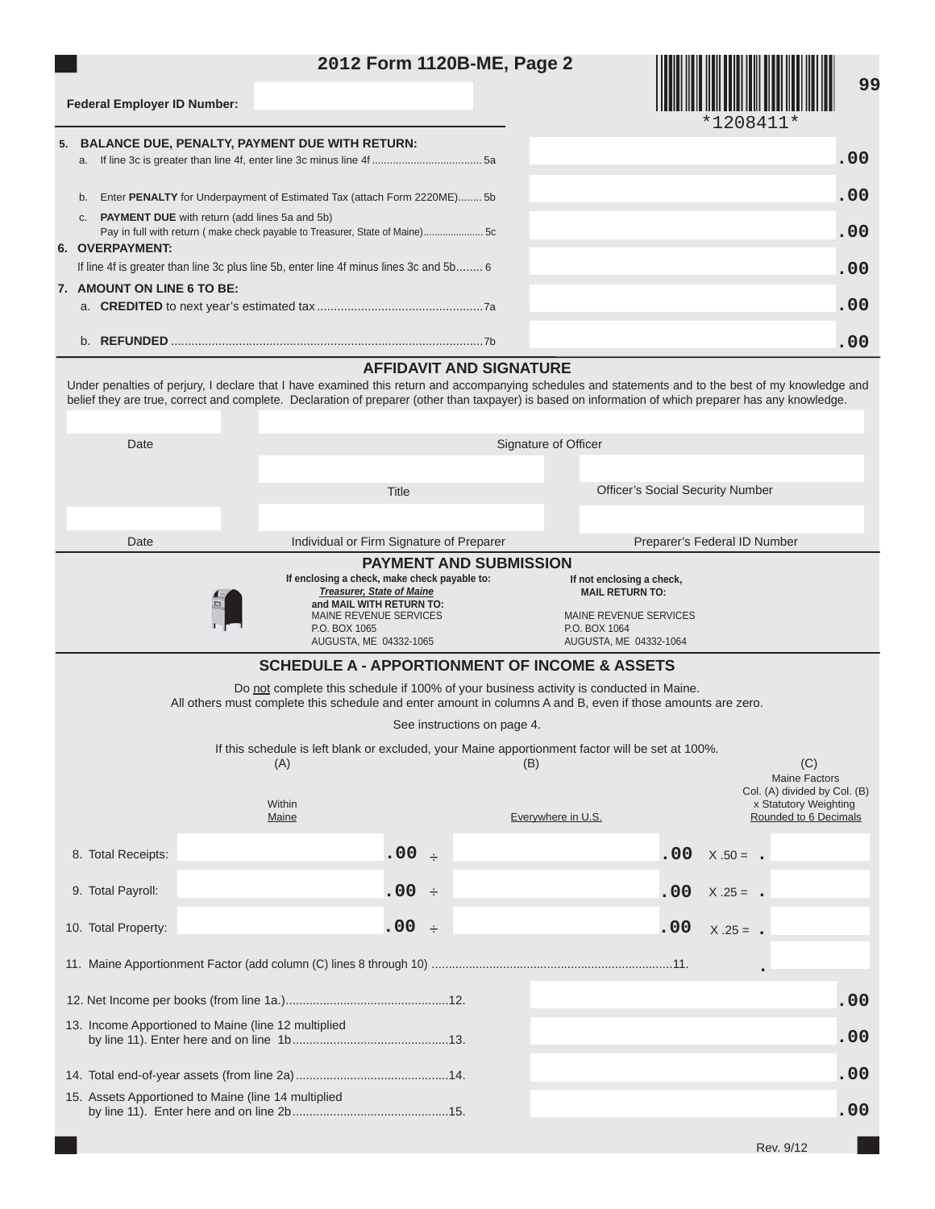# 2012 Form 1120B-ME, Page 2

99

**Federal Employer ID Number:**

*1208411*

**5. BALANCE DUE, PENALTY, PAYMENT DUE WITH RETURN:**

| | | |
|---|---|---|
| a. If line 3c is greater than line 4f, enter line 3c minus line 4f ..................................... 5a | | .00 |
| b. Enter **PENALTY** for Underpayment of Estimated Tax (attach Form 2220ME)........ 5b | | .00 |
| c. **PAYMENT DUE** with return (add lines 5a and 5b) Pay in full with return ( make check payable to Treasurer, State of Maine)..................... 5c | | .00 |

**6. OVERPAYMENT:**

| | | |
|---|---|---|
| If line 4f is greater than line 3c plus line 5b, enter line 4f minus lines 3c and 5b........ 6 | | .00 |

**7. AMOUNT ON LINE 6 TO BE:**

| | | |
|---|---|---|
| a. **CREDITED** to next year's estimated tax.................................................7a | | .00 |
| b. **REFUNDED** ...........................................................................................7b | | .00 |

## AFFIDAVIT AND SIGNATURE

Under penalties of perjury, I declare that I have examined this return and accompanying schedules and statements and to the best of my knowledge and belief they are true, correct and complete. Declaration of preparer (other than taxpayer) is based on information of which preparer has any knowledge.

| | | |
|---|---|---|
| Date | Signature of Officer | |
| | Title | Officer's Social Security Number |
| Date | Individual or Firm Signature of Preparer | Preparer's Federal ID Number |

## PAYMENT AND SUBMISSION

**If enclosing a check, make check payable to:**
***Treasurer, State of Maine***
**and MAIL WITH RETURN TO:**
MAINE REVENUE SERVICES
P.O. BOX 1065
AUGUSTA, ME 04332-1065

**If not enclosing a check, MAIL RETURN TO:**
MAINE REVENUE SERVICES
P.O. BOX 1064
AUGUSTA, ME 04332-1064

## SCHEDULE A - APPORTIONMENT OF INCOME & ASSETS

Do not complete this schedule if 100% of your business activity is conducted in Maine.
All others must complete this schedule and enter amount in columns A and B, even if those amounts are zero.

See instructions on page 4.

If this schedule is left blank or excluded, your Maine apportionment factor will be set at 100%.

| | (A) Within Maine | | (B) Everywhere in U.S. | | (C) Maine Factors Col. (A) divided by Col. (B) x Statutory Weighting Rounded to 6 Decimals |
|---|---|---|---|---|---|
| 8. Total Receipts: | .00 | ÷ | .00 | X .50 = | . |
| 9. Total Payroll: | .00 | ÷ | .00 | X .25 = | . |
| 10. Total Property: | .00 | ÷ | .00 | X .25 = | . |
| 11. Maine Apportionment Factor (add column (C) lines 8 through 10) .....11. | | | | | . |

| | | |
|---|---|---|
| 12. Net Income per books (from line 1a.)................................................12. | | .00 |
| 13. Income Apportioned to Maine (line 12 multiplied by line 11). Enter here and on line 1b.............................................13. | | .00 |
| 14. Total end-of-year assets (from line 2a).............................................14. | | .00 |
| 15. Assets Apportioned to Maine (line 14 multiplied by line 11). Enter here and on line 2b.............................................15. | | .00 |

Rev. 9/12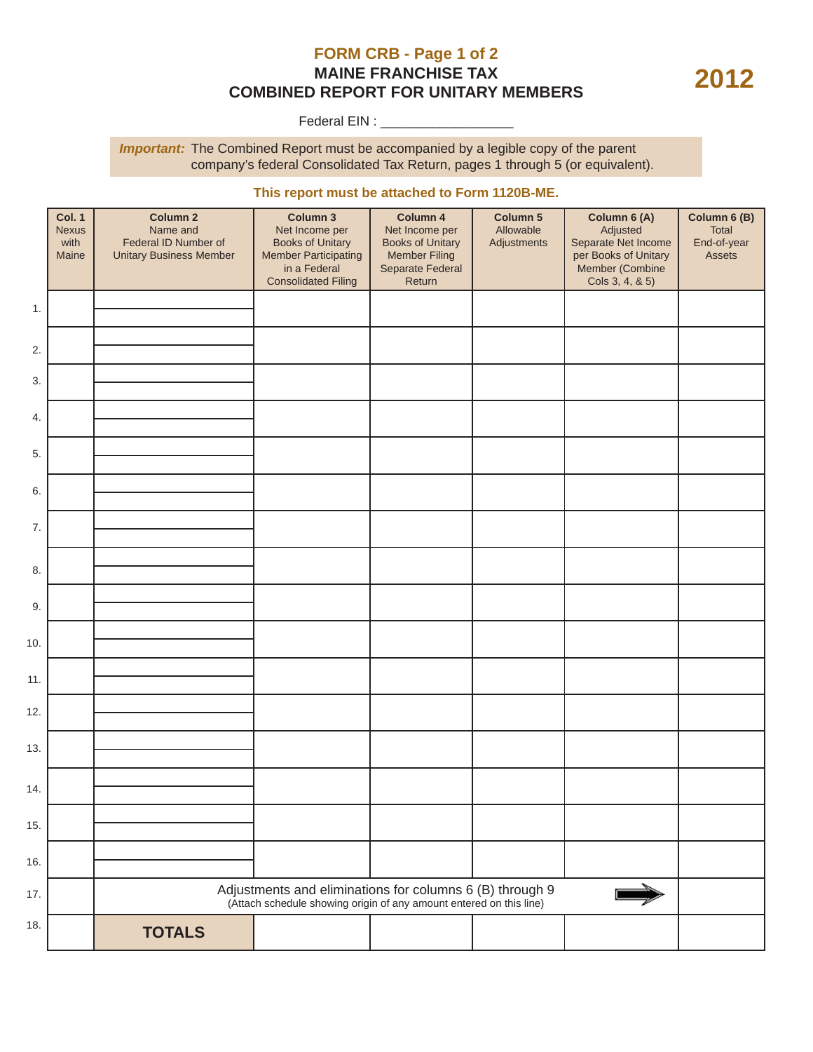# FORM CRB - Page 1 of 2

## MAINE FRANCHISE TAX
## COMBINED REPORT FOR UNITARY MEMBERS

**2012**

Federal EIN : ___________________

***Important:*** The Combined Report must be accompanied by a legible copy of the parent company's federal Consolidated Tax Return, pages 1 through 5 (or equivalent).

**This report must be attached to Form 1120B-ME.**

| | **Col. 1** Nexus with Maine | **Column 2** Name and Federal ID Number of Unitary Business Member | **Column 3** Net Income per Books of Unitary Member Participating in a Federal Consolidated Filing | **Column 4** Net Income per Books of Unitary Member Filing Separate Federal Return | **Column 5** Allowable Adjustments | **Column 6 (A)** Adjusted Separate Net Income per Books of Unitary Member (Combine Cols 3, 4, & 5) | **Column 6 (B)** Total End-of-year Assets |
|---|---|---|---|---|---|---|---|
| 1. | | | | | | | |
| 2. | | | | | | | |
| 3. | | | | | | | |
| 4. | | | | | | | |
| 5. | | | | | | | |
| 6. | | | | | | | |
| 7. | | | | | | | |
| 8. | | | | | | | |
| 9. | | | | | | | |
| 10. | | | | | | | |
| 11. | | | | | | | |
| 12. | | | | | | | |
| 13. | | | | | | | |
| 14. | | | | | | | |
| 15. | | | | | | | |
| 16. | | | | | | | |
| 17. | | Adjustments and eliminations for columns 6 (B) through 9 (Attach schedule showing origin of any amount entered on this line) ➡ | | | | | |
| 18. | | **TOTALS** | | | | | |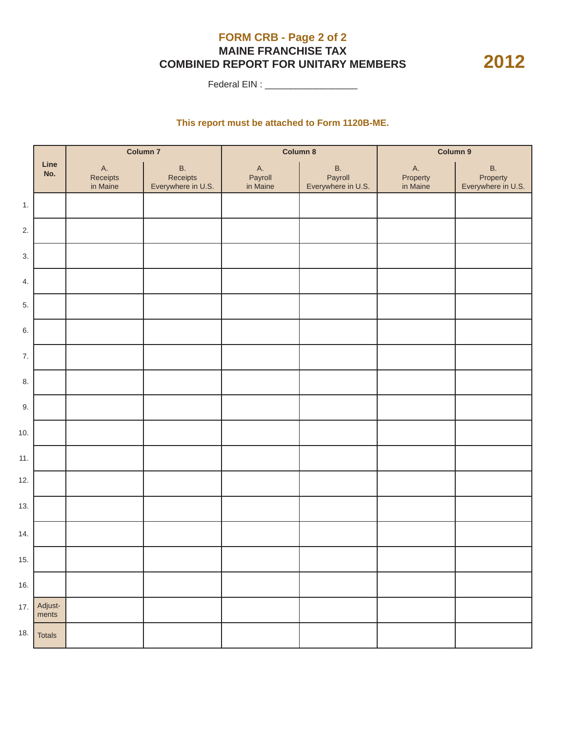**FORM CRB - Page 2 of 2**

# MAINE FRANCHISE TAX COMBINED REPORT FOR UNITARY MEMBERS

**2012**

Federal EIN : __________________

**This report must be attached to Form 1120B-ME.**

| | Line No. | Column 7 | | Column 8 | | Column 9 | |
|---|---|---|---|---|---|---|---|
| | | A. Receipts in Maine | B. Receipts Everywhere in U.S. | A. Payroll in Maine | B. Payroll Everywhere in U.S. | A. Property in Maine | B. Property Everywhere in U.S. |
| 1. | | | | | | | |
| 2. | | | | | | | |
| 3. | | | | | | | |
| 4. | | | | | | | |
| 5. | | | | | | | |
| 6. | | | | | | | |
| 7. | | | | | | | |
| 8. | | | | | | | |
| 9. | | | | | | | |
| 10. | | | | | | | |
| 11. | | | | | | | |
| 12. | | | | | | | |
| 13. | | | | | | | |
| 14. | | | | | | | |
| 15. | | | | | | | |
| 16. | | | | | | | |
| 17. | Adjust-ments | | | | | | |
| 18. | Totals | | | | | | |